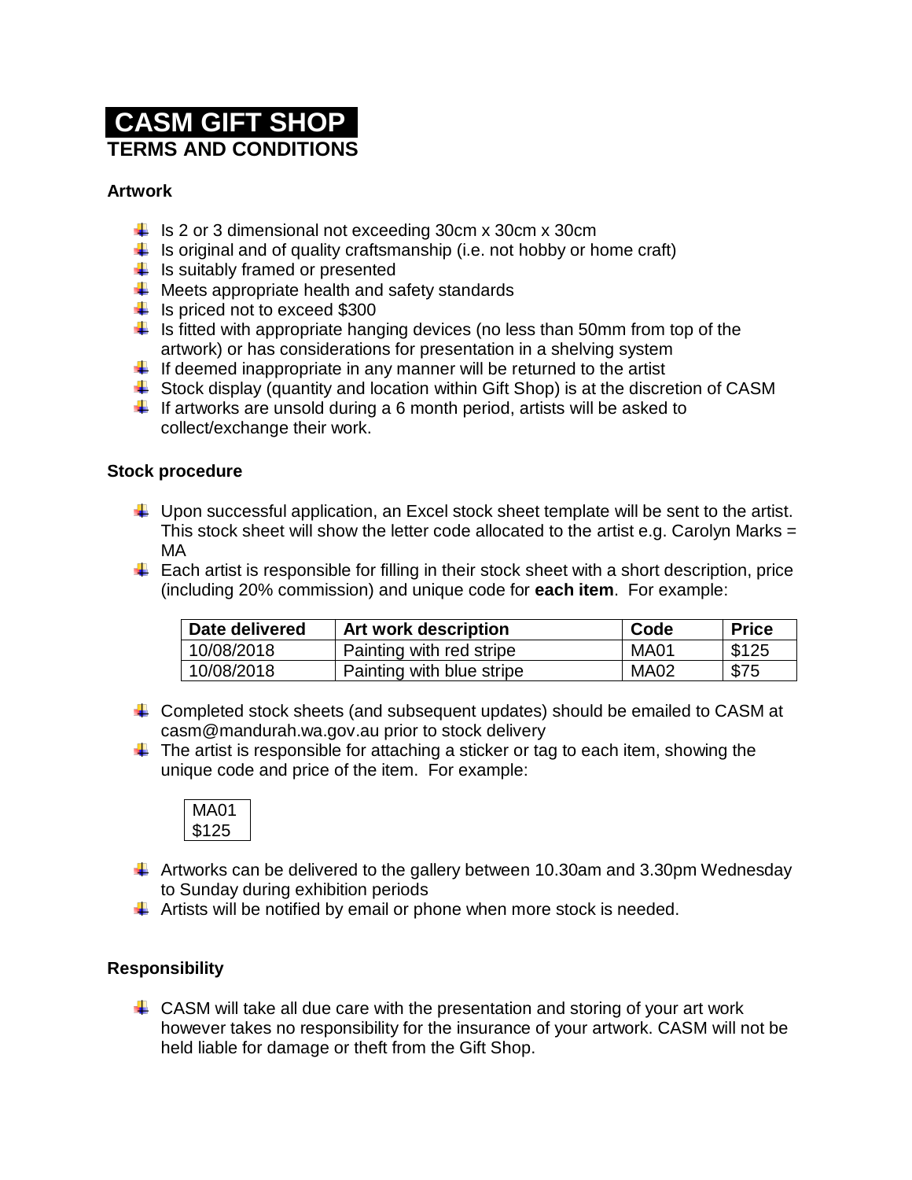# CASM GIFT SHOP

## TERMS AND CONDITIONS

### Artwork

- Is 2 or 3 dimensional not exceeding 30cm x 30cm x 30cm
- Is original and of quality craftsmanship (i.e. not hobby or home craft)
- Is suitably framed or presented
- Meets appropriate health and safety standards
- Is priced not to exceed $300
- Is fitted with appropriate hanging devices (no less than 50mm from top of the artwork) or has considerations for presentation in a shelving system
- If deemed inappropriate in any manner will be returned to the artist
- Stock display (quantity and location within Gift Shop) is at the discretion of CASM
- If artworks are unsold during a 6 month period, artists will be asked to collect/exchange their work.

### Stock procedure

- Upon successful application, an Excel stock sheet template will be sent to the artist. This stock sheet will show the letter code allocated to the artist e.g. Carolyn Marks = MA
- Each artist is responsible for filling in their stock sheet with a short description, price (including 20% commission) and unique code for **each item**. For example:

| Date delivered | Art work description | Code | Price |
|---|---|---|---|
| 10/08/2018 | Painting with red stripe | MA01 | $125 |
| 10/08/2018 | Painting with blue stripe | MA02 | $75 |

- Completed stock sheets (and subsequent updates) should be emailed to CASM at casm@mandurah.wa.gov.au prior to stock delivery
- The artist is responsible for attaching a sticker or tag to each item, showing the unique code and price of the item. For example:

| MA01 |
|---|
| $125 |

- Artworks can be delivered to the gallery between 10.30am and 3.30pm Wednesday to Sunday during exhibition periods
- Artists will be notified by email or phone when more stock is needed.

### Responsibility

- CASM will take all due care with the presentation and storing of your art work however takes no responsibility for the insurance of your artwork. CASM will not be held liable for damage or theft from the Gift Shop.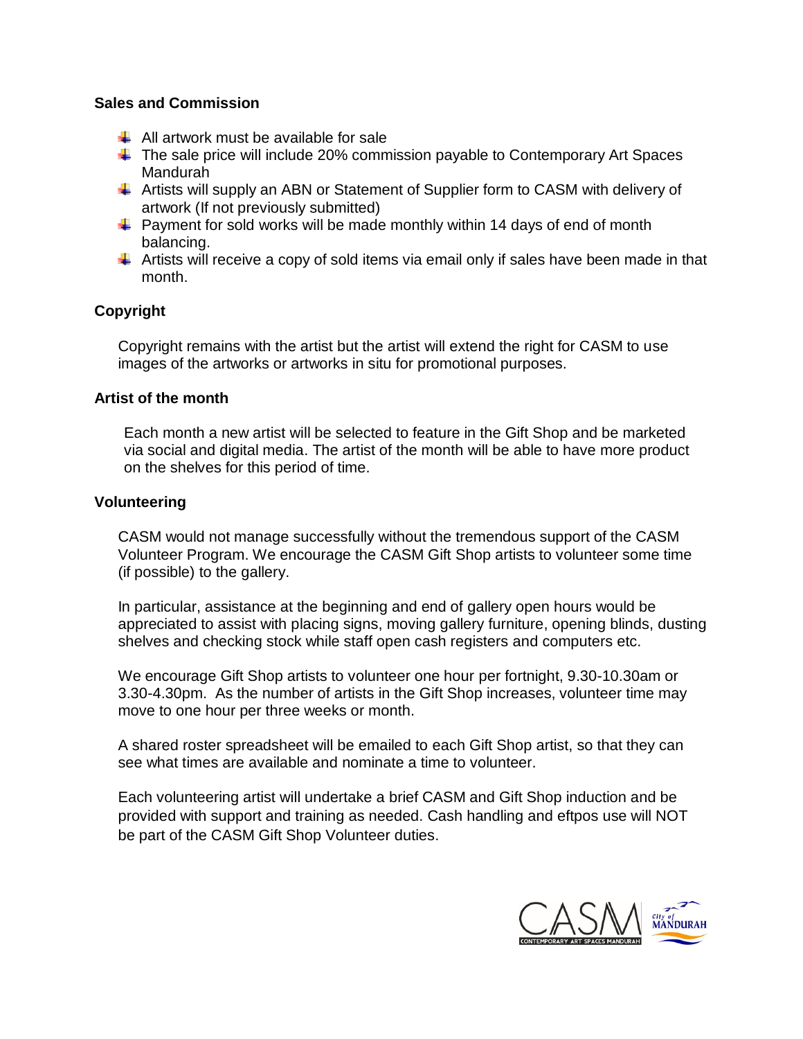**Sales and Commission**

- All artwork must be available for sale
- The sale price will include 20% commission payable to Contemporary Art Spaces Mandurah
- Artists will supply an ABN or Statement of Supplier form to CASM with delivery of artwork (If not previously submitted)
- Payment for sold works will be made monthly within 14 days of end of month balancing.
- Artists will receive a copy of sold items via email only if sales have been made in that month.

**Copyright**

Copyright remains with the artist but the artist will extend the right for CASM to use images of the artworks or artworks in situ for promotional purposes.

**Artist of the month**

Each month a new artist will be selected to feature in the Gift Shop and be marketed via social and digital media. The artist of the month will be able to have more product on the shelves for this period of time.

**Volunteering**

CASM would not manage successfully without the tremendous support of the CASM Volunteer Program. We encourage the CASM Gift Shop artists to volunteer some time (if possible) to the gallery.

In particular, assistance at the beginning and end of gallery open hours would be appreciated to assist with placing signs, moving gallery furniture, opening blinds, dusting shelves and checking stock while staff open cash registers and computers etc.

We encourage Gift Shop artists to volunteer one hour per fortnight, 9.30-10.30am or 3.30-4.30pm. As the number of artists in the Gift Shop increases, volunteer time may move to one hour per three weeks or month.

A shared roster spreadsheet will be emailed to each Gift Shop artist, so that they can see what times are available and nominate a time to volunteer.

Each volunteering artist will undertake a brief CASM and Gift Shop induction and be provided with support and training as needed. Cash handling and eftpos use will NOT be part of the CASM Gift Shop Volunteer duties.